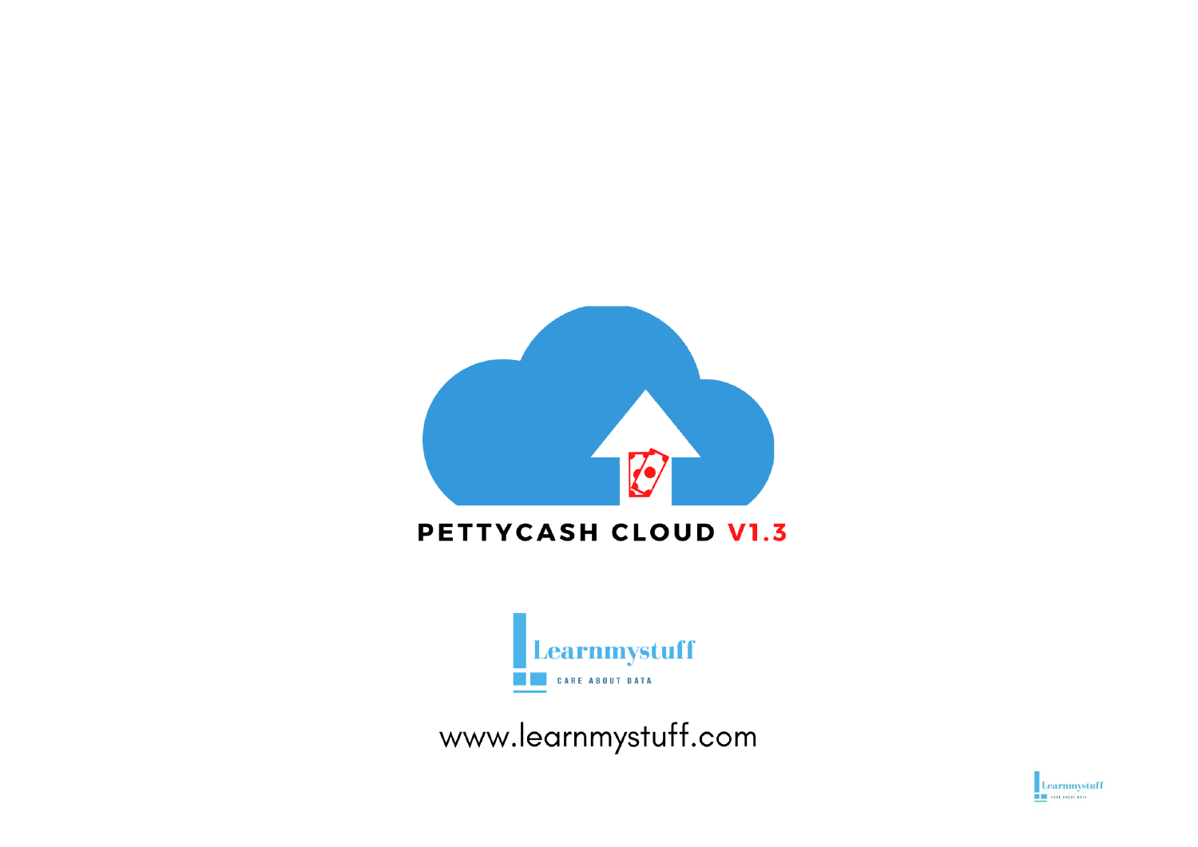# PETTYCASH CLOUD V1.3

Learnmystuff

CARE ABOUT DATA

www.learnmystuff.com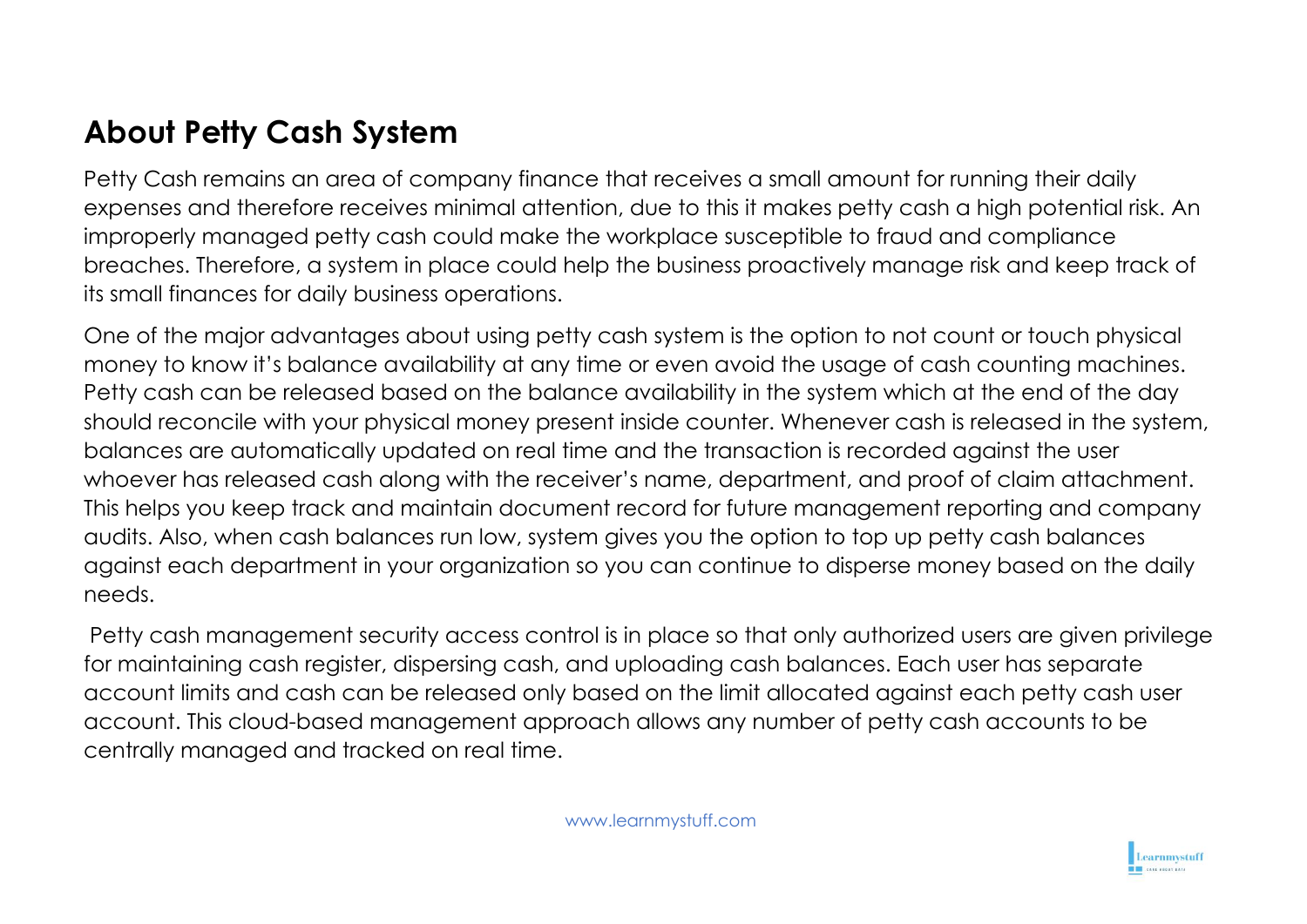## About Petty Cash System

Petty Cash remains an area of company finance that receives a small amount for running their daily expenses and therefore receives minimal attention, due to this it makes petty cash a high potential risk. An improperly managed petty cash could make the workplace susceptible to fraud and compliance breaches. Therefore, a system in place could help the business proactively manage risk and keep track of its small finances for daily business operations.

One of the major advantages about using petty cash system is the option to not count or touch physical money to know it's balance availability at any time or even avoid the usage of cash counting machines. Petty cash can be released based on the balance availability in the system which at the end of the day should reconcile with your physical money present inside counter. Whenever cash is released in the system, balances are automatically updated on real time and the transaction is recorded against the user whoever has released cash along with the receiver's name, department, and proof of claim attachment. This helps you keep track and maintain document record for future management reporting and company audits. Also, when cash balances run low, system gives you the option to top up petty cash balances against each department in your organization so you can continue to disperse money based on the daily needs.

Petty cash management security access control is in place so that only authorized users are given privilege for maintaining cash register, dispersing cash, and uploading cash balances. Each user has separate account limits and cash can be released only based on the limit allocated against each petty cash user account. This cloud-based management approach allows any number of petty cash accounts to be centrally managed and tracked on real time.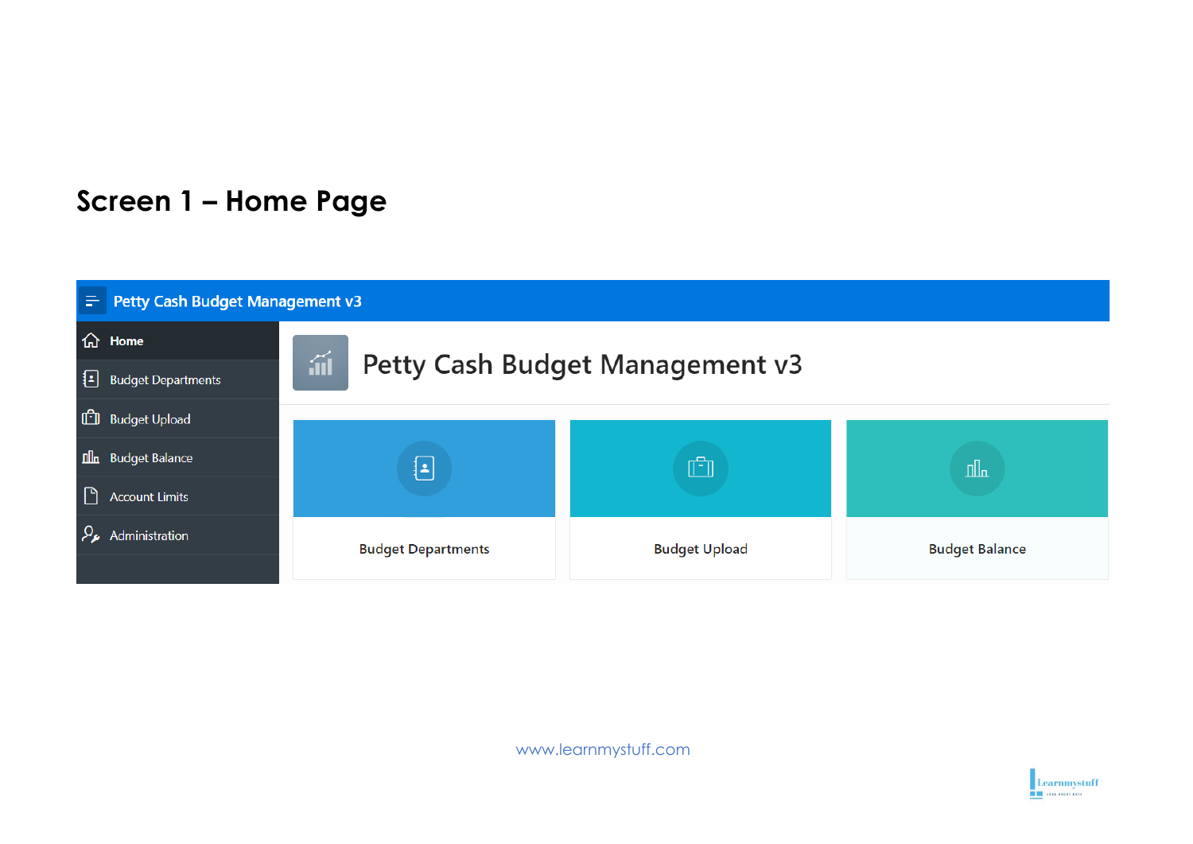# Screen 1 – Home Page

Petty Cash Budget Management v3

- Home
- Budget Departments
- Budget Upload
- Budget Balance
- Account Limits
- Administration

Petty Cash Budget Management v3

Budget Departments

Budget Upload

Budget Balance

www.learnmystuff.com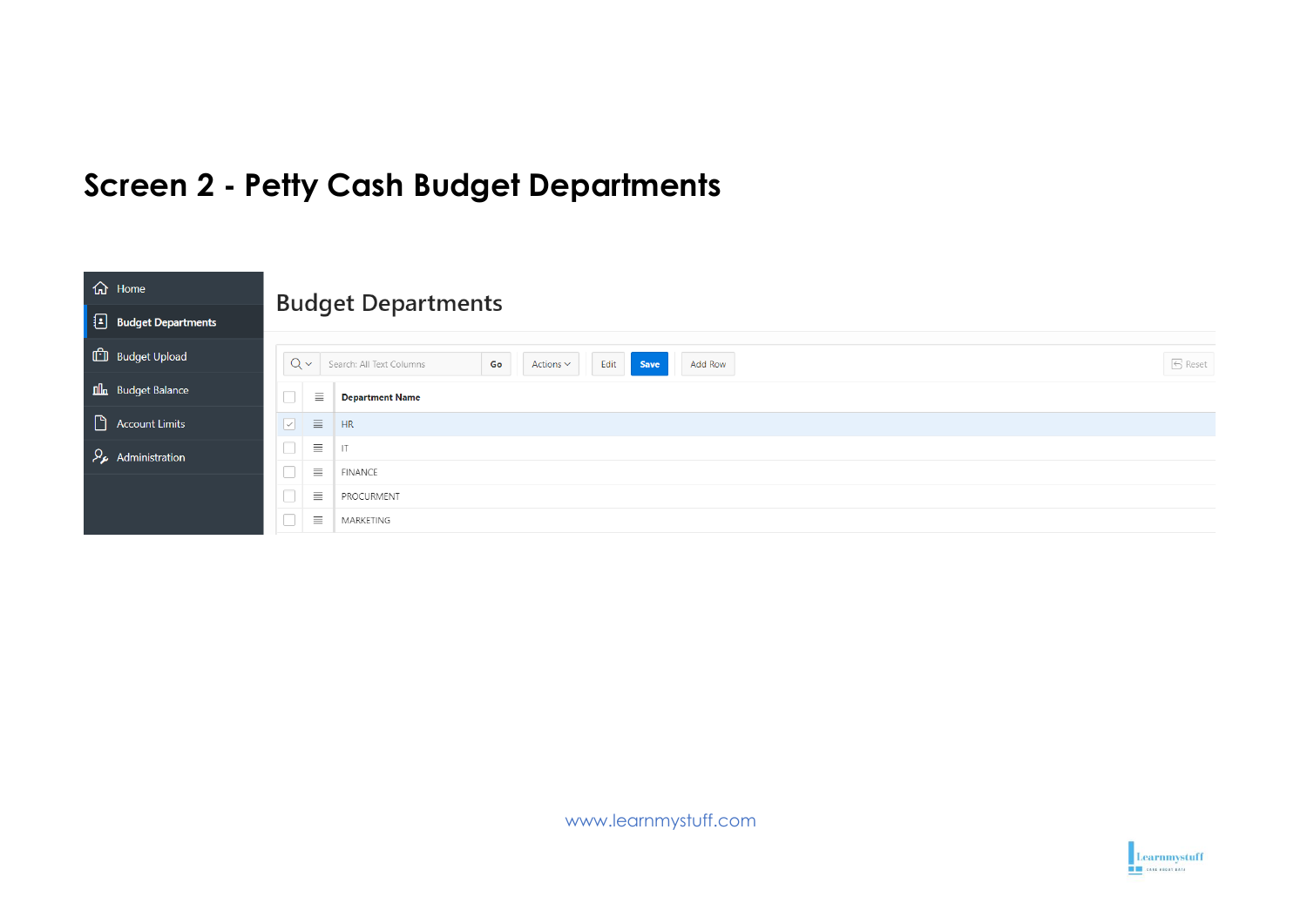# Screen 2 - Petty Cash Budget Departments

- Home
- Budget Departments
- Budget Upload
- Budget Balance
- Account Limits
- Administration

## Budget Departments

Search: All Text Columns | Go | Actions | Edit | Save | Add Row | Reset

| Department Name |
| --- |
| HR |
| IT |
| FINANCE |
| PROCURMENT |
| MARKETING |

www.learnmystuff.com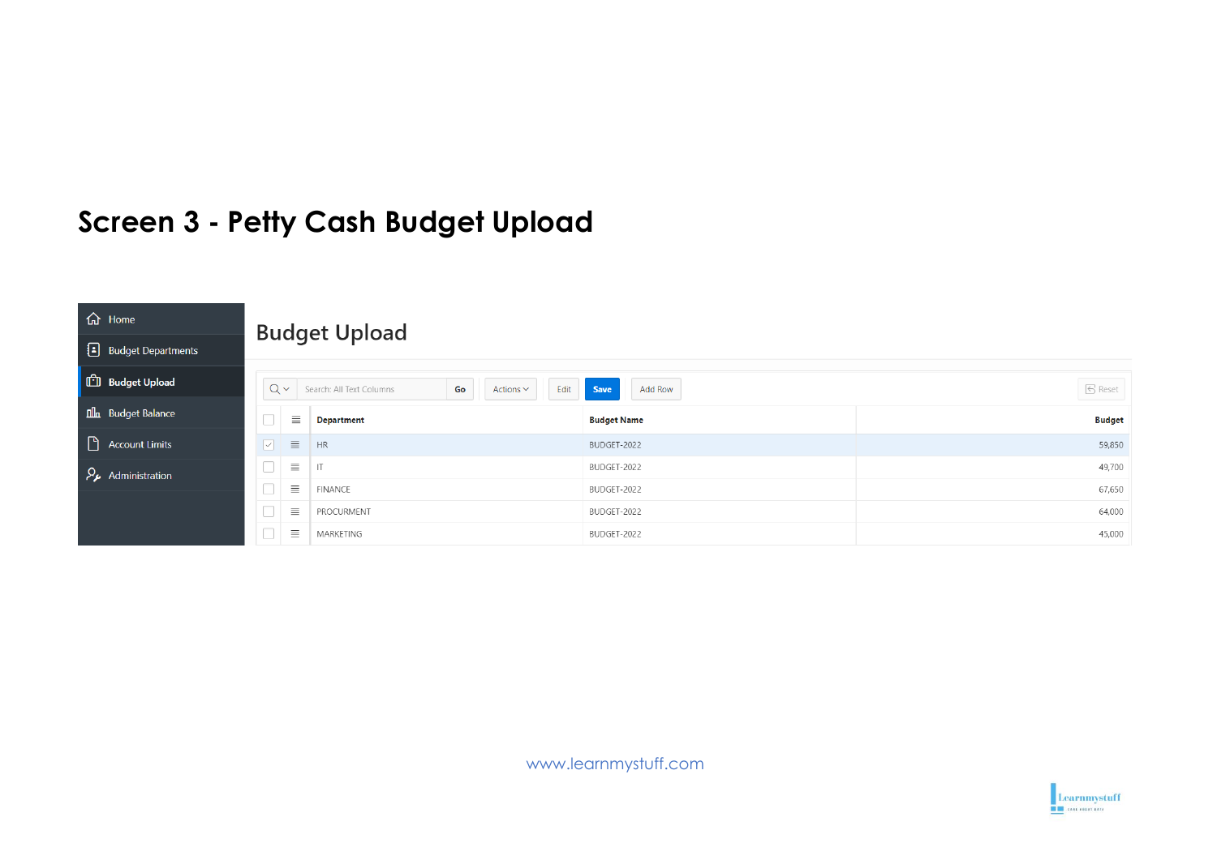# Screen 3 - Petty Cash Budget Upload

- Home
- Budget Departments
- **Budget Upload**
- Budget Balance
- Account Limits
- Administration

## Budget Upload

Search: All Text Columns | Go | Actions | Edit | Save | Add Row | Reset

| Department | Budget Name | Budget |
|---|---|---:|
| HR | BUDGET-2022 | 59,850 |
| IT | BUDGET-2022 | 49,700 |
| FINANCE | BUDGET-2022 | 67,650 |
| PROCURMENT | BUDGET-2022 | 64,000 |
| MARKETING | BUDGET-2022 | 45,000 |

www.learnmystuff.com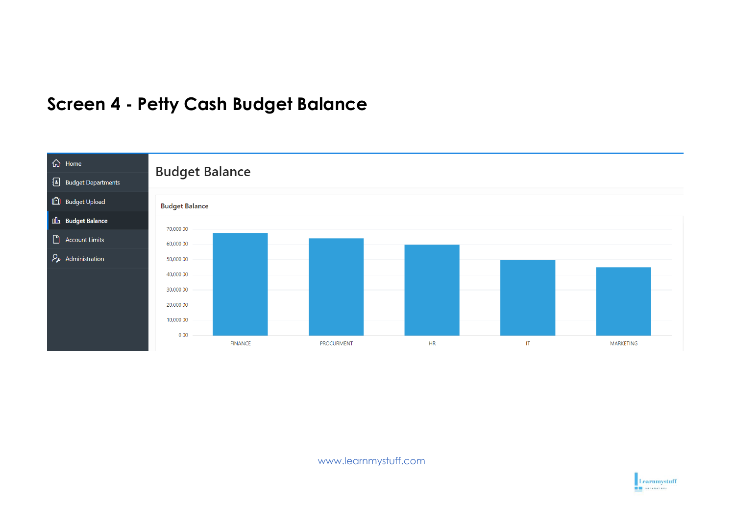# Screen 4 - Petty Cash Budget Balance

- Home
- Budget Departments
- Budget Upload
- Budget Balance
- Account Limits
- Administration

## Budget Balance

### Budget Balance

70,000.00
60,000.00
50,000.00
40,000.00
30,000.00
20,000.00
10,000.00
0.00

FINANCE PROCURMENT HR IT MARKETING

www.learnmystuff.com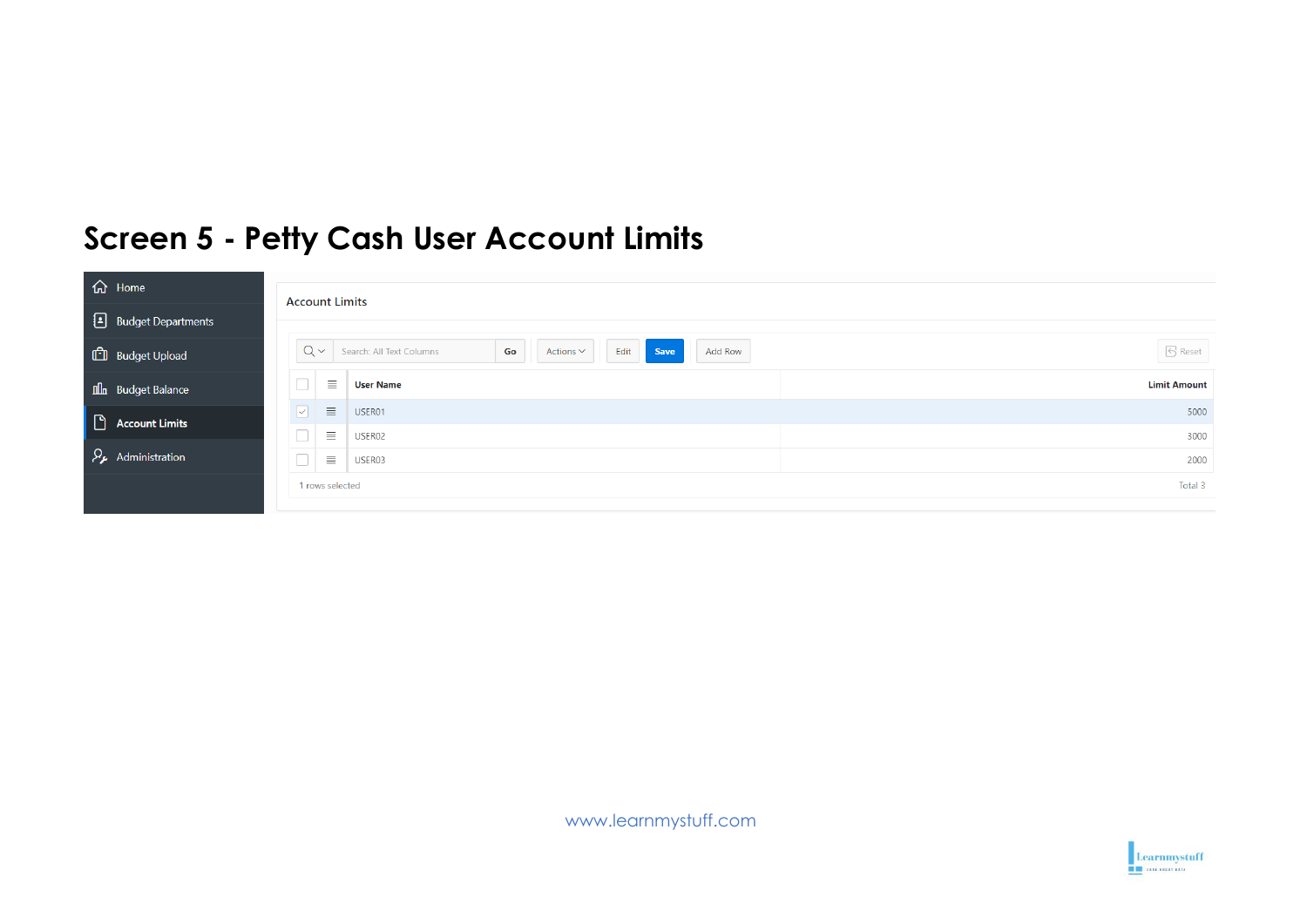# Screen 5 - Petty Cash User Account Limits

- Home
- Budget Departments
- Budget Upload
- Budget Balance
- Account Limits
- Administration

Account Limits

Search: All Text Columns | Go | Actions | Edit | Save | Add Row | Reset

| User Name | Limit Amount |
|---|---|
| USER01 | 5000 |
| USER02 | 3000 |
| USER03 | 2000 |

1 rows selected — Total 3

www.learnmystuff.com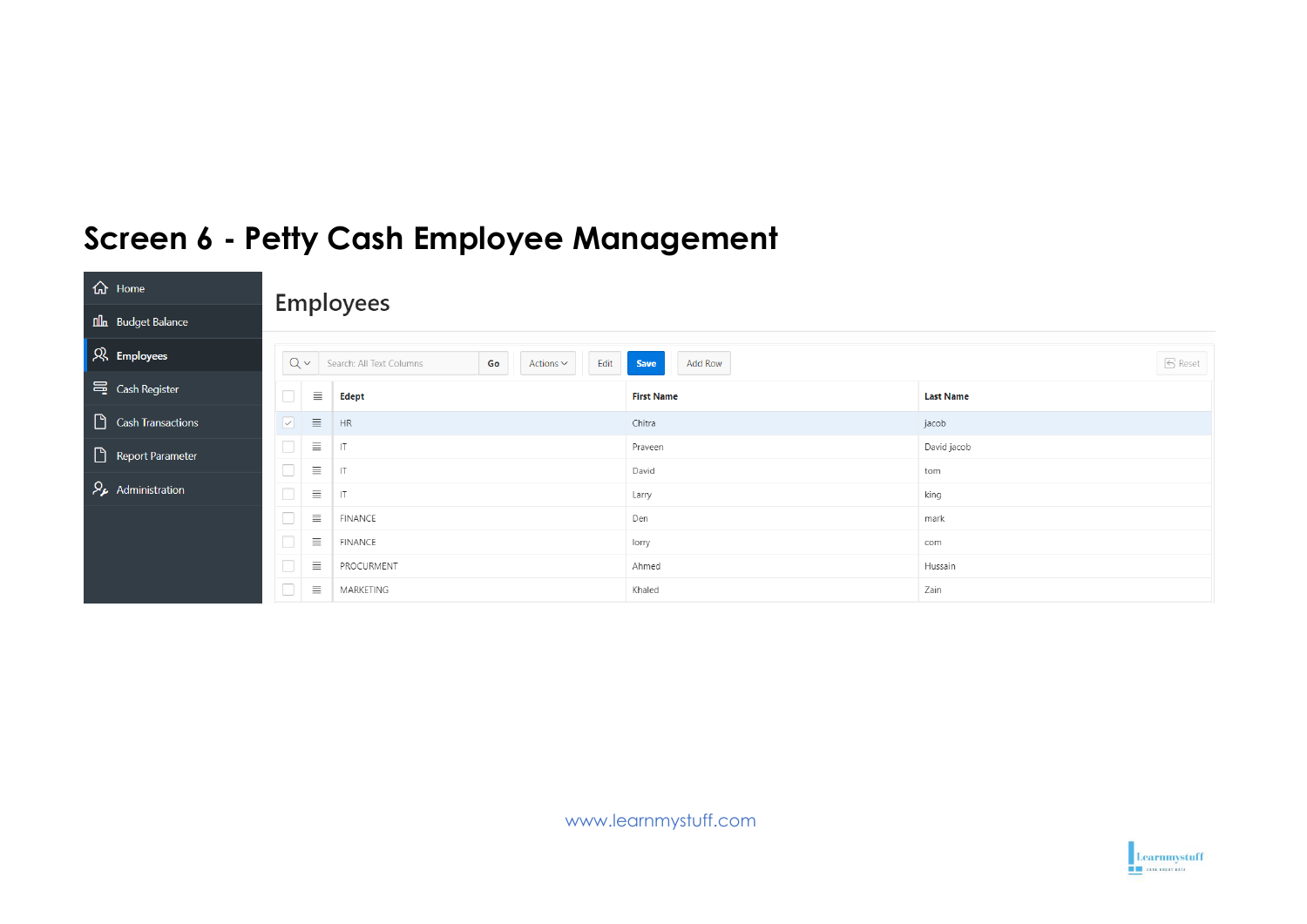# Screen 6 - Petty Cash Employee Management

- Home
- Budget Balance
- Employees
- Cash Register
- Cash Transactions
- Report Parameter
- Administration

## Employees

Search: All Text Columns | Go | Actions | Edit | Save | Add Row | Reset

| Edept | First Name | Last Name |
|---|---|---|
| HR | Chitra | jacob |
| IT | Praveen | David jacob |
| IT | David | tom |
| IT | Larry | king |
| FINANCE | Den | mark |
| FINANCE | lorry | com |
| PROCURMENT | Ahmed | Hussain |
| MARKETING | Khaled | Zain |

www.learnmystuff.com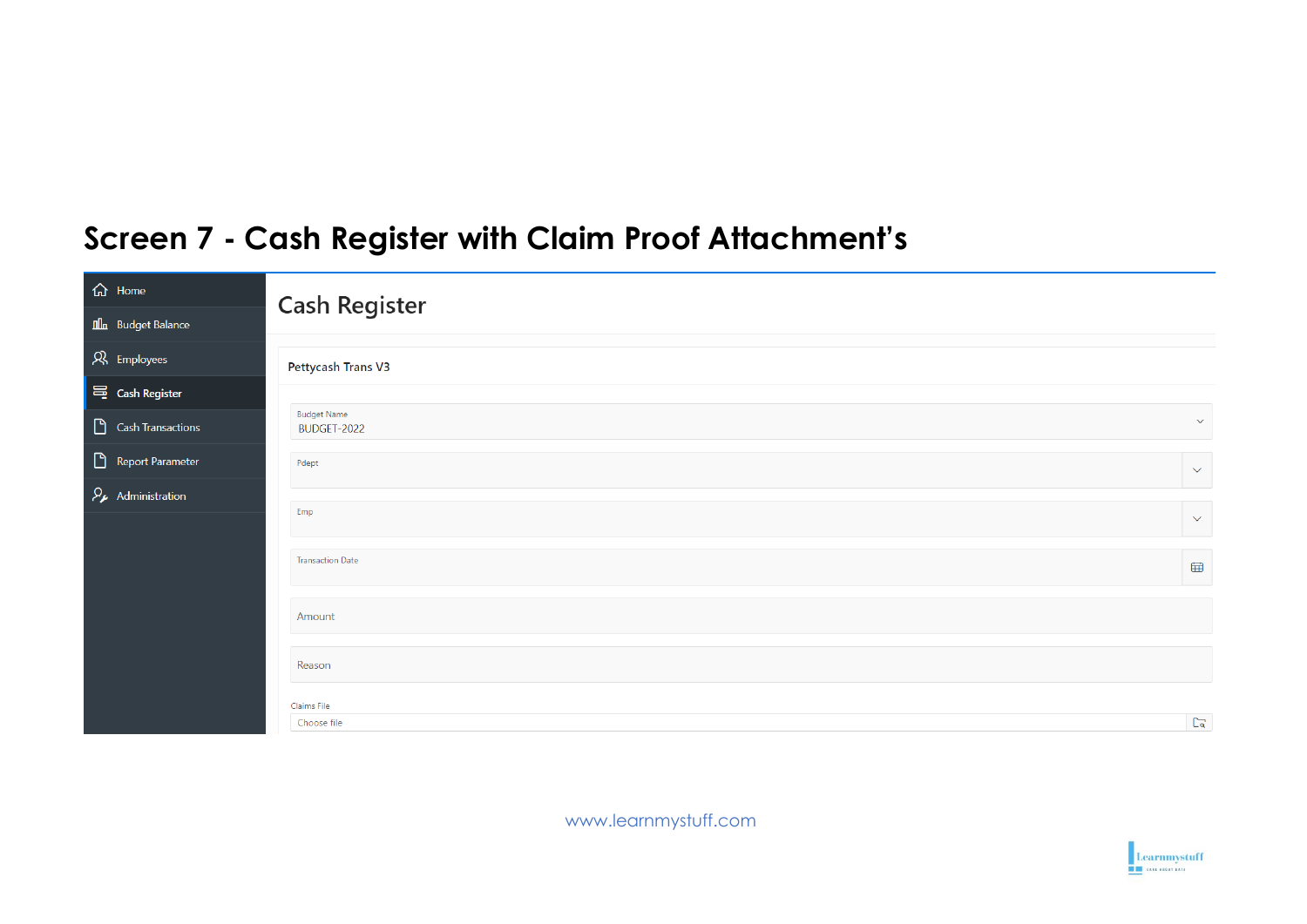# Screen 7 - Cash Register with Claim Proof Attachment's

- Home
- Budget Balance
- Employees
- Cash Register
- Cash Transactions
- Report Parameter
- Administration

## Cash Register

### Pettycash Trans V3

Budget Name
BUDGET-2022

Pdept

Emp

Transaction Date

Amount

Reason

Claims File
Choose file

www.learnmystuff.com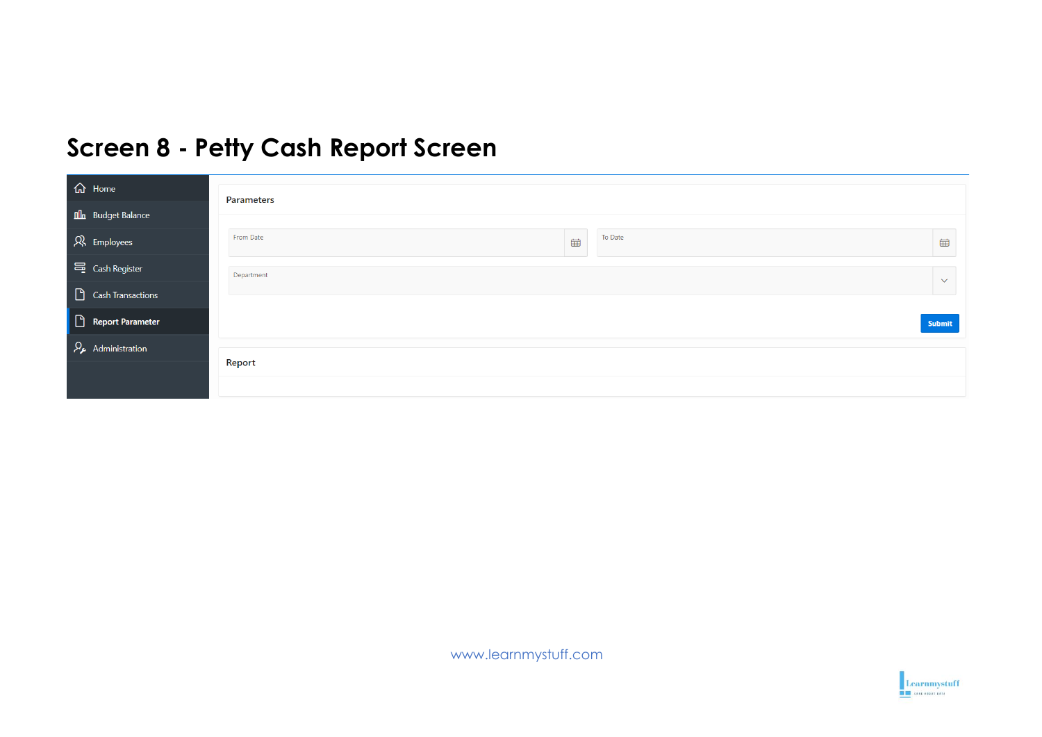# Screen 8 - Petty Cash Report Screen

- Home
- Budget Balance
- Employees
- Cash Register
- Cash Transactions
- **Report Parameter**
- Administration

**Parameters**

From Date

To Date

Department

Submit

**Report**

www.learnmystuff.com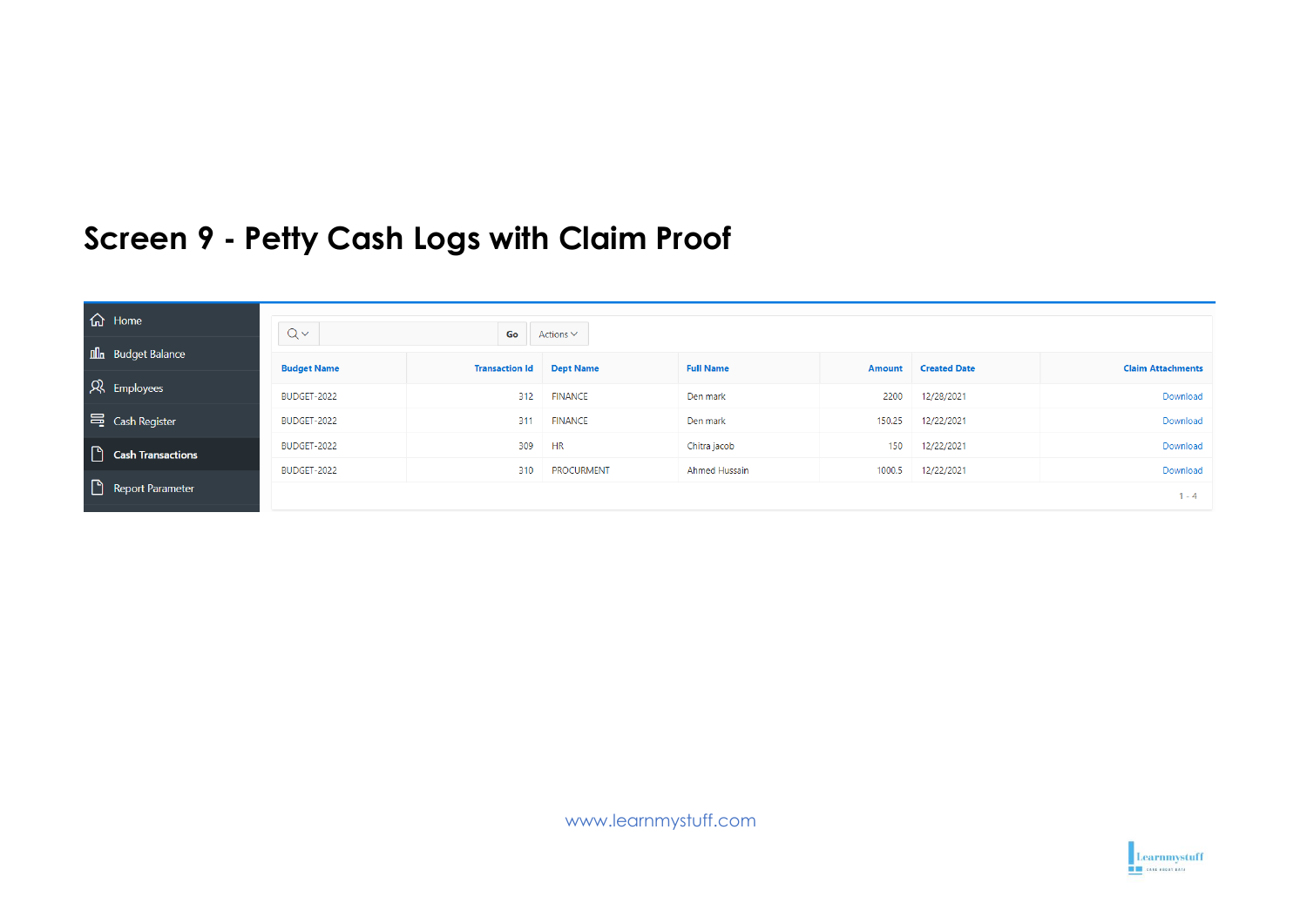# Screen 9 - Petty Cash Logs with Claim Proof

- Home
- Budget Balance
- Employees
- Cash Register
- **Cash Transactions**
- Report Parameter

Go | Actions

| Budget Name | Transaction Id | Dept Name | Full Name | Amount | Created Date | Claim Attachments |
|---|---|---|---|---|---|---|
| BUDGET-2022 | 312 | FINANCE | Den mark | 2200 | 12/28/2021 | Download |
| BUDGET-2022 | 311 | FINANCE | Den mark | 150.25 | 12/22/2021 | Download |
| BUDGET-2022 | 309 | HR | Chitra jacob | 150 | 12/22/2021 | Download |
| BUDGET-2022 | 310 | PROCURMENT | Ahmed Hussain | 1000.5 | 12/22/2021 | Download |

1 - 4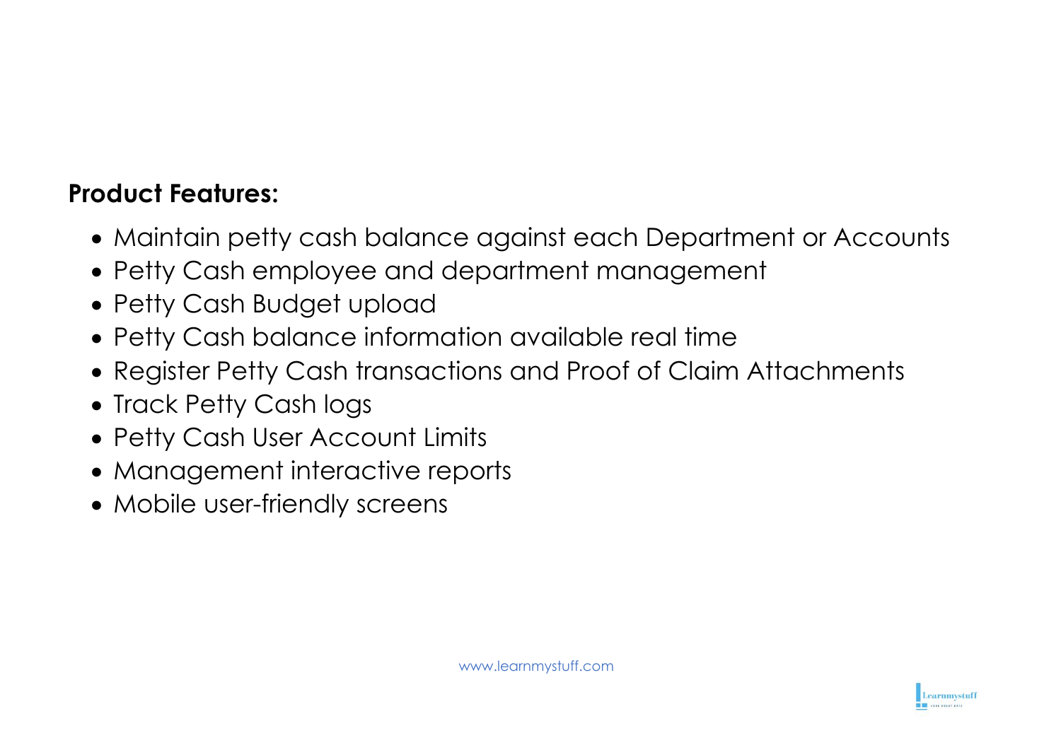**Product Features:**

- Maintain petty cash balance against each Department or Accounts
- Petty Cash employee and department management
- Petty Cash Budget upload
- Petty Cash balance information available real time
- Register Petty Cash transactions and Proof of Claim Attachments
- Track Petty Cash logs
- Petty Cash User Account Limits
- Management interactive reports
- Mobile user-friendly screens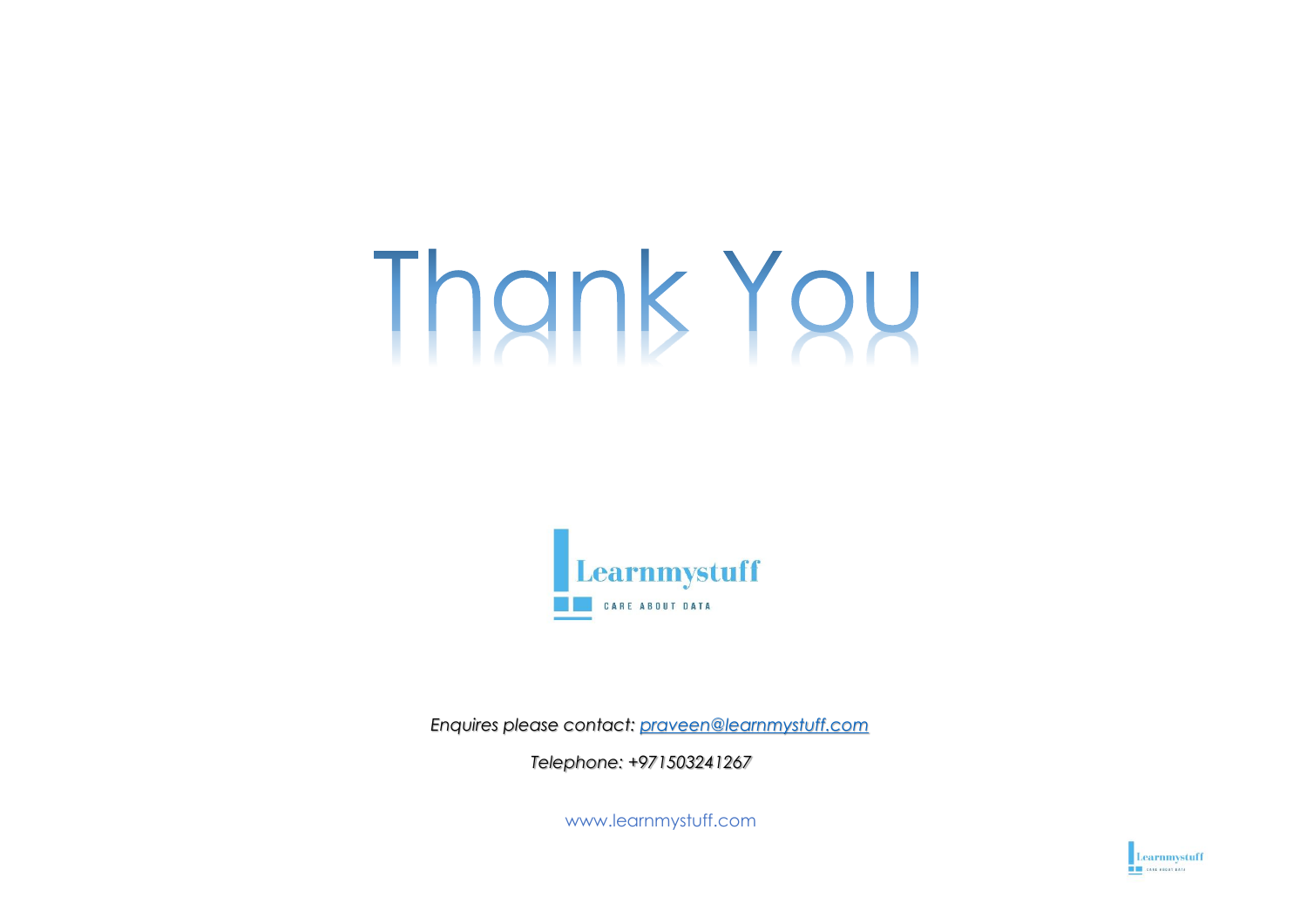# Thank You

Learnmystuff

CARE ABOUT DATA

*Enquires please contact: praveen@learnmystuff.com*

*Telephone: +971503241267*

www.learnmystuff.com